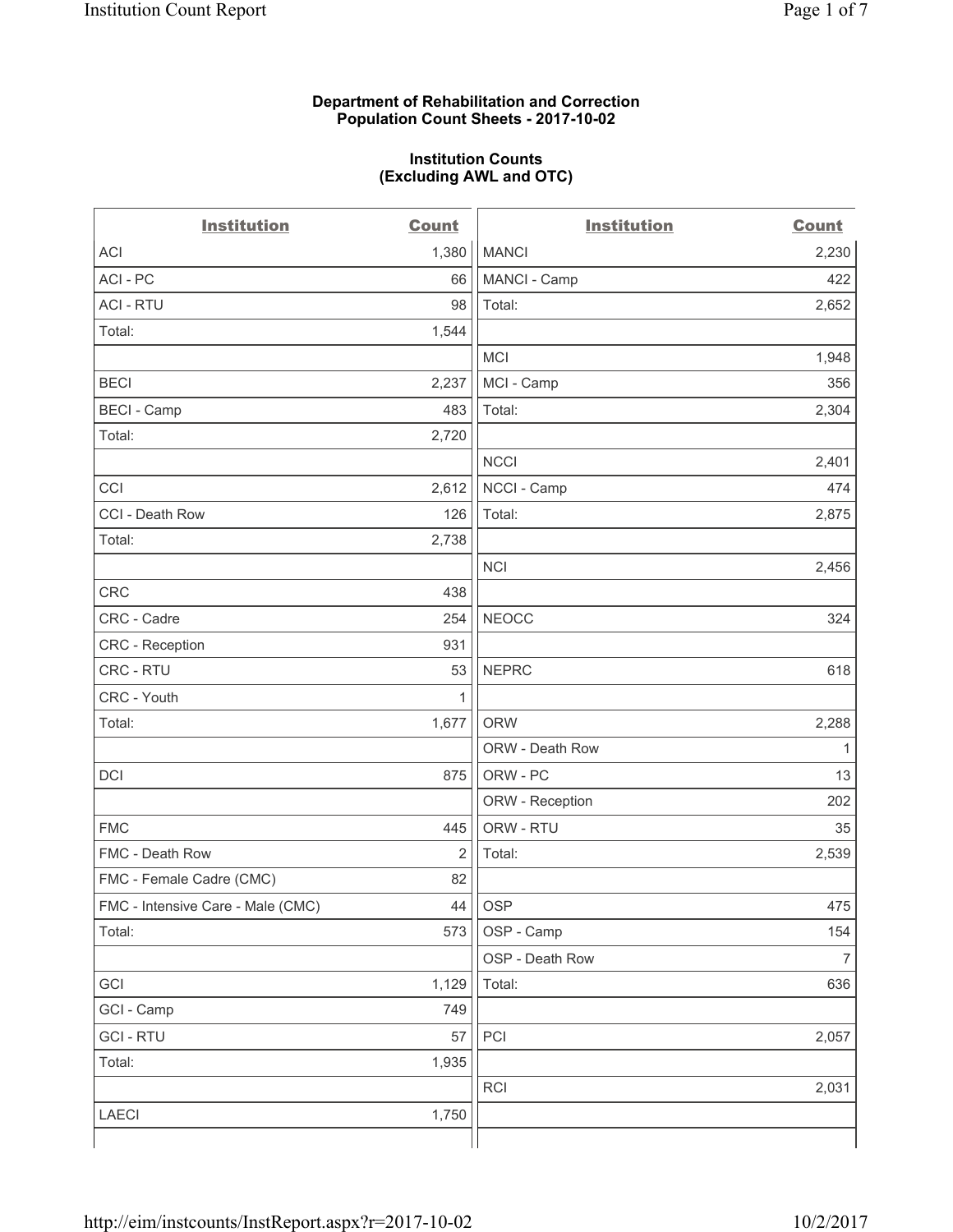**Department of Rehabilitation and Correction**
**Population Count Sheets - 2017-10-02**

**Institution Counts**
**(Excluding AWL and OTC)**

| Institution | Count | Institution | Count |
|---|---|---|---|
| ACI | 1,380 | MANCI | 2,230 |
| ACI - PC | 66 | MANCI - Camp | 422 |
| ACI - RTU | 98 | Total: | 2,652 |
| Total: | 1,544 | | |
| | | MCI | 1,948 |
| BECI | 2,237 | MCI - Camp | 356 |
| BECI - Camp | 483 | Total: | 2,304 |
| Total: | 2,720 | | |
| | | NCCI | 2,401 |
| CCI | 2,612 | NCCI - Camp | 474 |
| CCI - Death Row | 126 | Total: | 2,875 |
| Total: | 2,738 | | |
| | | NCI | 2,456 |
| CRC | 438 | | |
| CRC - Cadre | 254 | NEOCC | 324 |
| CRC - Reception | 931 | | |
| CRC - RTU | 53 | NEPRC | 618 |
| CRC - Youth | 1 | | |
| Total: | 1,677 | ORW | 2,288 |
| | | ORW - Death Row | 1 |
| DCI | 875 | ORW - PC | 13 |
| | | ORW - Reception | 202 |
| FMC | 445 | ORW - RTU | 35 |
| FMC - Death Row | 2 | Total: | 2,539 |
| FMC - Female Cadre (CMC) | 82 | | |
| FMC - Intensive Care - Male (CMC) | 44 | OSP | 475 |
| Total: | 573 | OSP - Camp | 154 |
| | | OSP - Death Row | 7 |
| GCI | 1,129 | Total: | 636 |
| GCI - Camp | 749 | | |
| GCI - RTU | 57 | PCI | 2,057 |
| Total: | 1,935 | | |
| | | RCI | 2,031 |
| LAECI | 1,750 | | |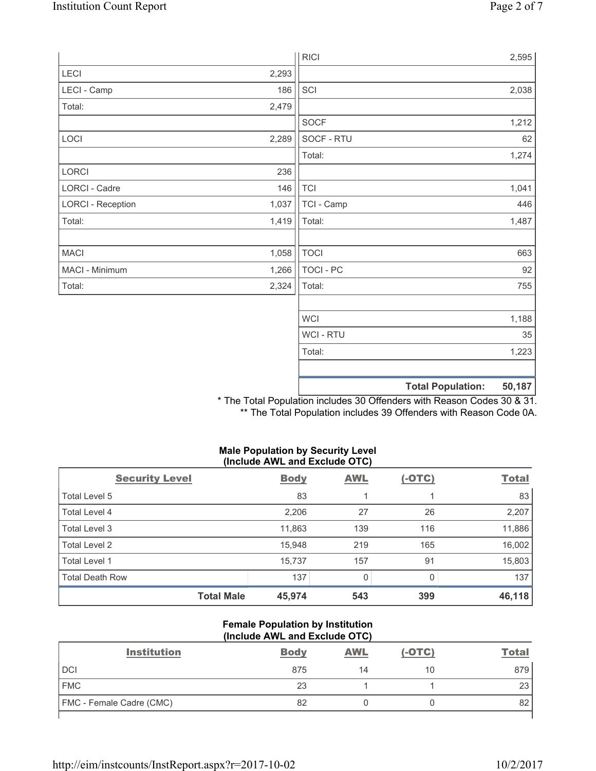| | |
|---|---|
| LECI | 2,293 |
| LECI - Camp | 186 |
| Total: | 2,479 |
| | |
| LOCI | 2,289 |
| | |
| LORCI | 236 |
| LORCI - Cadre | 146 |
| LORCI - Reception | 1,037 |
| Total: | 1,419 |
| | |
| MACI | 1,058 |
| MACI - Minimum | 1,266 |
| Total: | 2,324 |

| | |
|---|---|
| RICI | 2,595 |
| | |
| SCI | 2,038 |
| | |
| SOCF | 1,212 |
| SOCF - RTU | 62 |
| Total: | 1,274 |
| | |
| TCI | 1,041 |
| TCI - Camp | 446 |
| Total: | 1,487 |
| | |
| TOCI | 663 |
| TOCI - PC | 92 |
| Total: | 755 |
| | |
| WCI | 1,188 |
| WCI - RTU | 35 |
| Total: | 1,223 |
| | |
| **Total Population:** | **50,187** |

* The Total Population includes 30 Offenders with Reason Codes 30 & 31.

** The Total Population includes 39 Offenders with Reason Code 0A.

**Male Population by Security Level (Include AWL and Exclude OTC)**

| Security Level | Body | AWL | (-OTC) | Total |
|---|---|---|---|---|
| Total Level 5 | 83 | 1 | 1 | 83 |
| Total Level 4 | 2,206 | 27 | 26 | 2,207 |
| Total Level 3 | 11,863 | 139 | 116 | 11,886 |
| Total Level 2 | 15,948 | 219 | 165 | 16,002 |
| Total Level 1 | 15,737 | 157 | 91 | 15,803 |
| Total Death Row | 137 | 0 | 0 | 137 |
| **Total Male** | **45,974** | **543** | **399** | **46,118** |

**Female Population by Institution (Include AWL and Exclude OTC)**

| Institution | Body | AWL | (-OTC) | Total |
|---|---|---|---|---|
| DCI | 875 | 14 | 10 | 879 |
| FMC | 23 | 1 | 1 | 23 |
| FMC - Female Cadre (CMC) | 82 | 0 | 0 | 82 |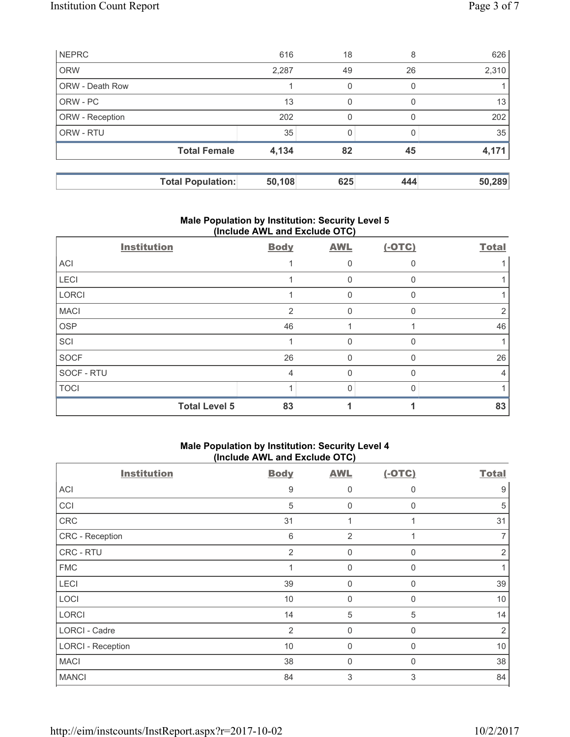| | | | | |
|---|---|---|---|---|
| NEPRC | 616 | 18 | 8 | 626 |
| ORW | 2,287 | 49 | 26 | 2,310 |
| ORW - Death Row | 1 | 0 | 0 | 1 |
| ORW - PC | 13 | 0 | 0 | 13 |
| ORW - Reception | 202 | 0 | 0 | 202 |
| ORW - RTU | 35 | 0 | 0 | 35 |
| **Total Female** | **4,134** | **82** | **45** | **4,171** |

| | | | | |
|---|---|---|---|---|
| **Total Population:** | **50,108** | **625** | **444** | **50,289** |

## Male Population by Institution: Security Level 5 (Include AWL and Exclude OTC)

| Institution | Body | AWL | (-OTC) | Total |
|---|---|---|---|---|
| ACI | 1 | 0 | 0 | 1 |
| LECI | 1 | 0 | 0 | 1 |
| LORCI | 1 | 0 | 0 | 1 |
| MACI | 2 | 0 | 0 | 2 |
| OSP | 46 | 1 | 1 | 46 |
| SCI | 1 | 0 | 0 | 1 |
| SOCF | 26 | 0 | 0 | 26 |
| SOCF - RTU | 4 | 0 | 0 | 4 |
| TOCI | 1 | 0 | 0 | 1 |
| **Total Level 5** | **83** | **1** | **1** | **83** |

## Male Population by Institution: Security Level 4 (Include AWL and Exclude OTC)

| Institution | Body | AWL | (-OTC) | Total |
|---|---|---|---|---|
| ACI | 9 | 0 | 0 | 9 |
| CCI | 5 | 0 | 0 | 5 |
| CRC | 31 | 1 | 1 | 31 |
| CRC - Reception | 6 | 2 | 1 | 7 |
| CRC - RTU | 2 | 0 | 0 | 2 |
| FMC | 1 | 0 | 0 | 1 |
| LECI | 39 | 0 | 0 | 39 |
| LOCI | 10 | 0 | 0 | 10 |
| LORCI | 14 | 5 | 5 | 14 |
| LORCI - Cadre | 2 | 0 | 0 | 2 |
| LORCI - Reception | 10 | 0 | 0 | 10 |
| MACI | 38 | 0 | 0 | 38 |
| MANCI | 84 | 3 | 3 | 84 |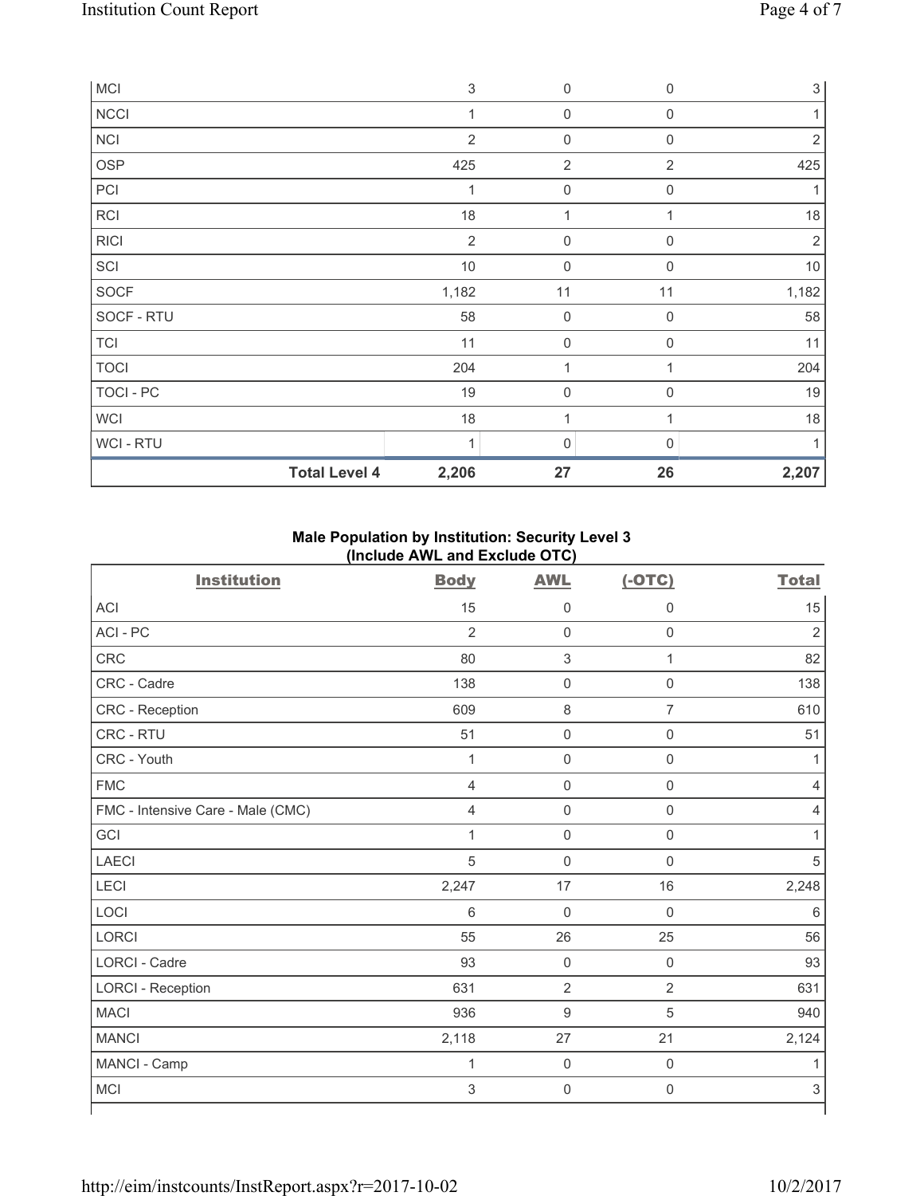| | | | | |
|---|---|---|---|---|
| MCI | 3 | 0 | 0 | 3 |
| NCCI | 1 | 0 | 0 | 1 |
| NCI | 2 | 0 | 0 | 2 |
| OSP | 425 | 2 | 2 | 425 |
| PCI | 1 | 0 | 0 | 1 |
| RCI | 18 | 1 | 1 | 18 |
| RICI | 2 | 0 | 0 | 2 |
| SCI | 10 | 0 | 0 | 10 |
| SOCF | 1,182 | 11 | 11 | 1,182 |
| SOCF - RTU | 58 | 0 | 0 | 58 |
| TCI | 11 | 0 | 0 | 11 |
| TOCI | 204 | 1 | 1 | 204 |
| TOCI - PC | 19 | 0 | 0 | 19 |
| WCI | 18 | 1 | 1 | 18 |
| WCI - RTU | 1 | 0 | 0 | 1 |
| **Total Level 4** | **2,206** | **27** | **26** | **2,207** |

**Male Population by Institution: Security Level 3 (Include AWL and Exclude OTC)**

| Institution | Body | AWL | (-OTC) | Total |
|---|---|---|---|---|
| ACI | 15 | 0 | 0 | 15 |
| ACI - PC | 2 | 0 | 0 | 2 |
| CRC | 80 | 3 | 1 | 82 |
| CRC - Cadre | 138 | 0 | 0 | 138 |
| CRC - Reception | 609 | 8 | 7 | 610 |
| CRC - RTU | 51 | 0 | 0 | 51 |
| CRC - Youth | 1 | 0 | 0 | 1 |
| FMC | 4 | 0 | 0 | 4 |
| FMC - Intensive Care - Male (CMC) | 4 | 0 | 0 | 4 |
| GCI | 1 | 0 | 0 | 1 |
| LAECI | 5 | 0 | 0 | 5 |
| LECI | 2,247 | 17 | 16 | 2,248 |
| LOCI | 6 | 0 | 0 | 6 |
| LORCI | 55 | 26 | 25 | 56 |
| LORCI - Cadre | 93 | 0 | 0 | 93 |
| LORCI - Reception | 631 | 2 | 2 | 631 |
| MACI | 936 | 9 | 5 | 940 |
| MANCI | 2,118 | 27 | 21 | 2,124 |
| MANCI - Camp | 1 | 0 | 0 | 1 |
| MCI | 3 | 0 | 0 | 3 |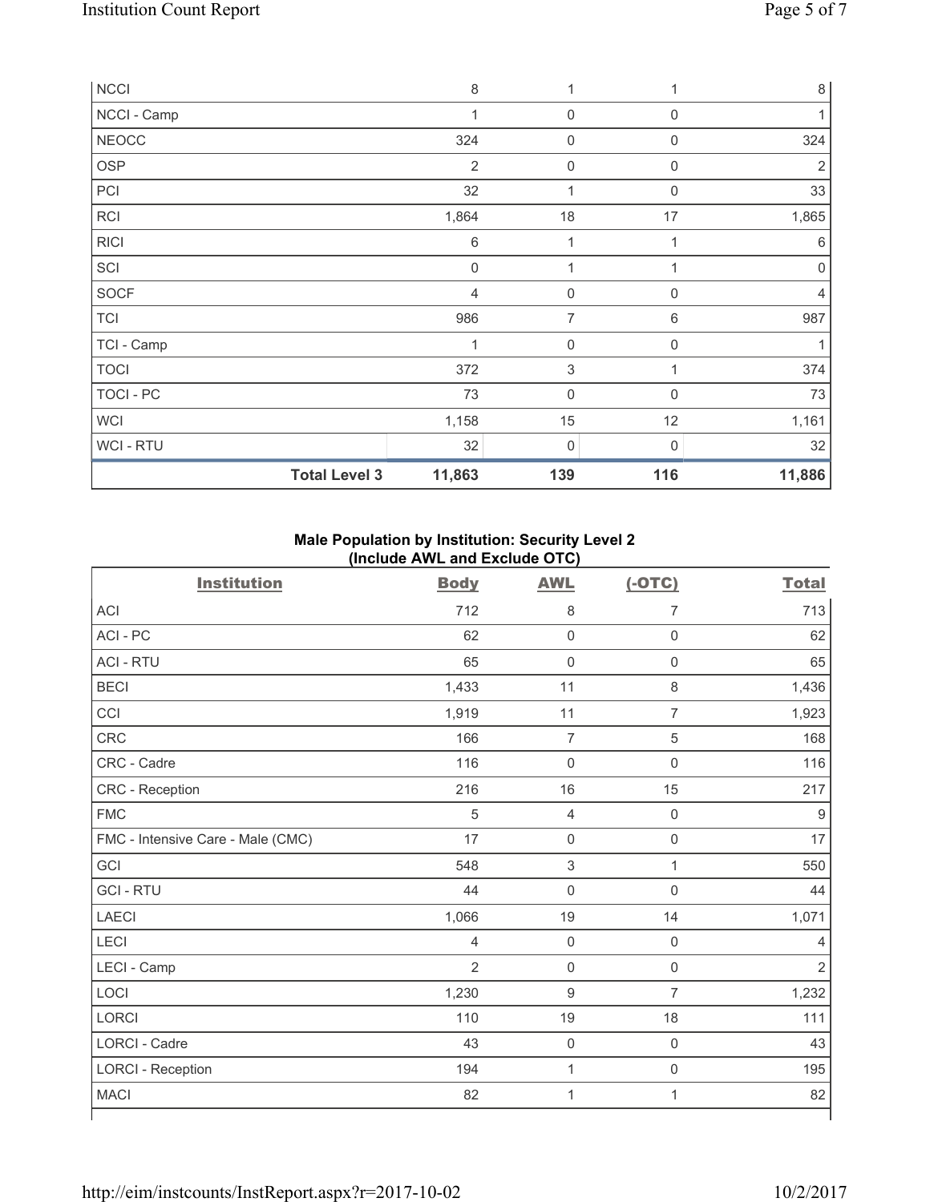| | | | | |
|---|---|---|---|---|
| NCCI | 8 | 1 | 1 | 8 |
| NCCI - Camp | 1 | 0 | 0 | 1 |
| NEOCC | 324 | 0 | 0 | 324 |
| OSP | 2 | 0 | 0 | 2 |
| PCI | 32 | 1 | 0 | 33 |
| RCI | 1,864 | 18 | 17 | 1,865 |
| RICI | 6 | 1 | 1 | 6 |
| SCI | 0 | 1 | 1 | 0 |
| SOCF | 4 | 0 | 0 | 4 |
| TCI | 986 | 7 | 6 | 987 |
| TCI - Camp | 1 | 0 | 0 | 1 |
| TOCI | 372 | 3 | 1 | 374 |
| TOCI - PC | 73 | 0 | 0 | 73 |
| WCI | 1,158 | 15 | 12 | 1,161 |
| WCI - RTU | 32 | 0 | 0 | 32 |
| **Total Level 3** | **11,863** | **139** | **116** | **11,886** |

## Male Population by Institution: Security Level 2 (Include AWL and Exclude OTC)

| Institution | Body | AWL | (-OTC) | Total |
|---|---|---|---|---|
| ACI | 712 | 8 | 7 | 713 |
| ACI - PC | 62 | 0 | 0 | 62 |
| ACI - RTU | 65 | 0 | 0 | 65 |
| BECI | 1,433 | 11 | 8 | 1,436 |
| CCI | 1,919 | 11 | 7 | 1,923 |
| CRC | 166 | 7 | 5 | 168 |
| CRC - Cadre | 116 | 0 | 0 | 116 |
| CRC - Reception | 216 | 16 | 15 | 217 |
| FMC | 5 | 4 | 0 | 9 |
| FMC - Intensive Care - Male (CMC) | 17 | 0 | 0 | 17 |
| GCI | 548 | 3 | 1 | 550 |
| GCI - RTU | 44 | 0 | 0 | 44 |
| LAECI | 1,066 | 19 | 14 | 1,071 |
| LECI | 4 | 0 | 0 | 4 |
| LECI - Camp | 2 | 0 | 0 | 2 |
| LOCI | 1,230 | 9 | 7 | 1,232 |
| LORCI | 110 | 19 | 18 | 111 |
| LORCI - Cadre | 43 | 0 | 0 | 43 |
| LORCI - Reception | 194 | 1 | 0 | 195 |
| MACI | 82 | 1 | 1 | 82 |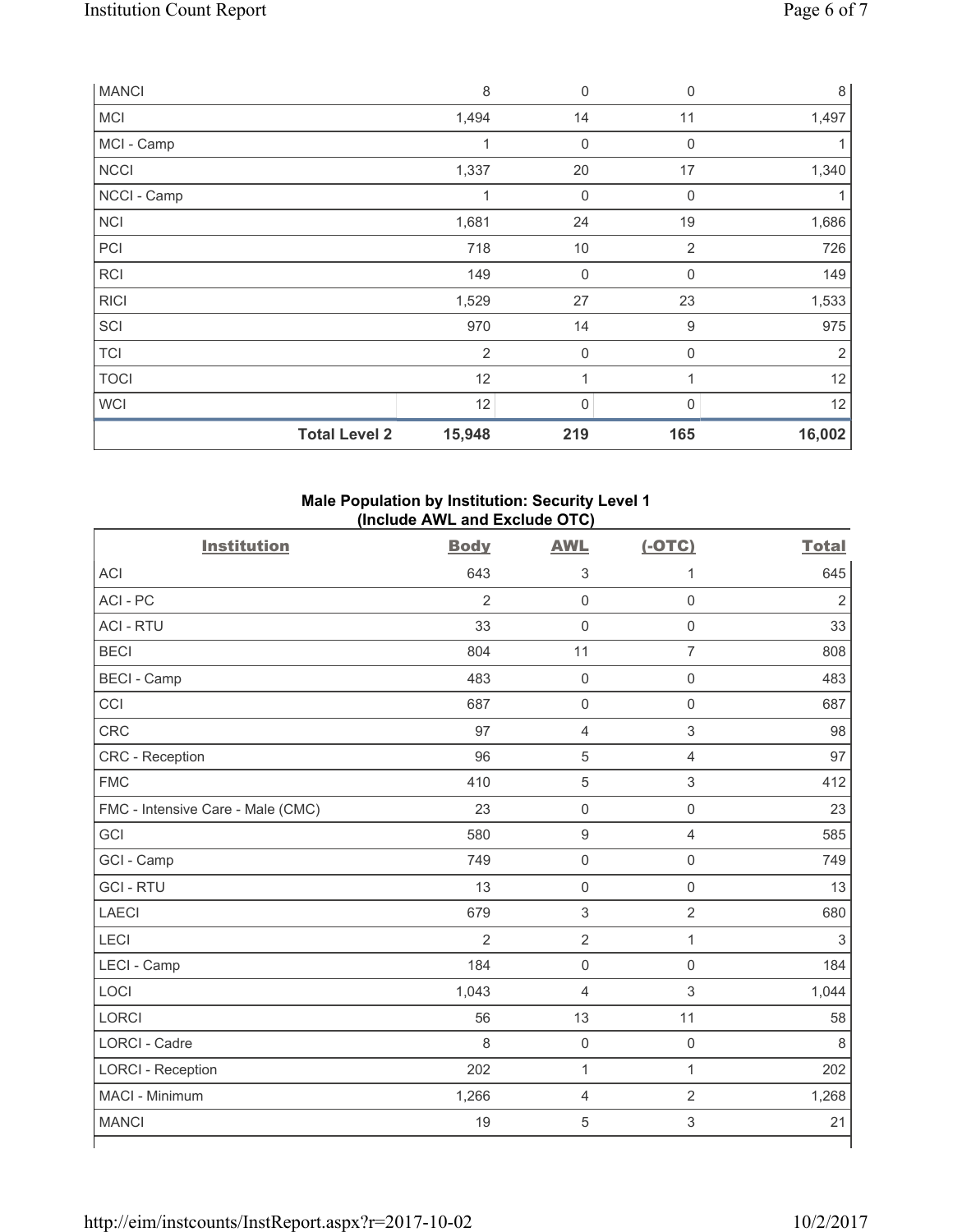| | | | | |
|---|---|---|---|---|
| MANCI | 8 | 0 | 0 | 8 |
| MCI | 1,494 | 14 | 11 | 1,497 |
| MCI - Camp | 1 | 0 | 0 | 1 |
| NCCI | 1,337 | 20 | 17 | 1,340 |
| NCCI - Camp | 1 | 0 | 0 | 1 |
| NCI | 1,681 | 24 | 19 | 1,686 |
| PCI | 718 | 10 | 2 | 726 |
| RCI | 149 | 0 | 0 | 149 |
| RICI | 1,529 | 27 | 23 | 1,533 |
| SCI | 970 | 14 | 9 | 975 |
| TCI | 2 | 0 | 0 | 2 |
| TOCI | 12 | 1 | 1 | 12 |
| WCI | 12 | 0 | 0 | 12 |
| **Total Level 2** | **15,948** | **219** | **165** | **16,002** |

**Male Population by Institution: Security Level 1 (Include AWL and Exclude OTC)**

| Institution | Body | AWL | (-OTC) | Total |
|---|---|---|---|---|
| ACI | 643 | 3 | 1 | 645 |
| ACI - PC | 2 | 0 | 0 | 2 |
| ACI - RTU | 33 | 0 | 0 | 33 |
| BECI | 804 | 11 | 7 | 808 |
| BECI - Camp | 483 | 0 | 0 | 483 |
| CCI | 687 | 0 | 0 | 687 |
| CRC | 97 | 4 | 3 | 98 |
| CRC - Reception | 96 | 5 | 4 | 97 |
| FMC | 410 | 5 | 3 | 412 |
| FMC - Intensive Care - Male (CMC) | 23 | 0 | 0 | 23 |
| GCI | 580 | 9 | 4 | 585 |
| GCI - Camp | 749 | 0 | 0 | 749 |
| GCI - RTU | 13 | 0 | 0 | 13 |
| LAECI | 679 | 3 | 2 | 680 |
| LECI | 2 | 2 | 1 | 3 |
| LECI - Camp | 184 | 0 | 0 | 184 |
| LOCI | 1,043 | 4 | 3 | 1,044 |
| LORCI | 56 | 13 | 11 | 58 |
| LORCI - Cadre | 8 | 0 | 0 | 8 |
| LORCI - Reception | 202 | 1 | 1 | 202 |
| MACI - Minimum | 1,266 | 4 | 2 | 1,268 |
| MANCI | 19 | 5 | 3 | 21 |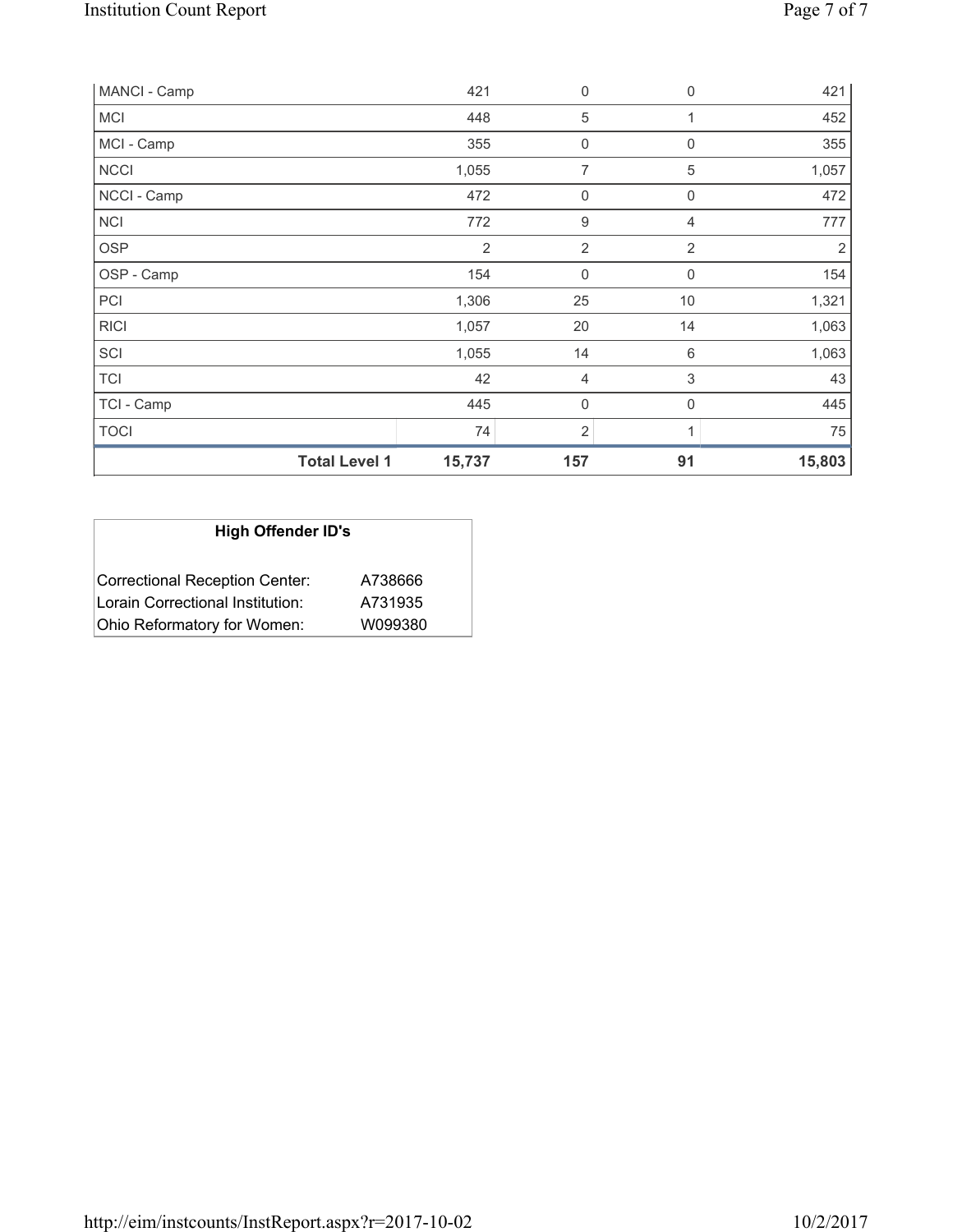| | | | | |
|---|---|---|---|---|
| MANCI - Camp | 421 | 0 | 0 | 421 |
| MCI | 448 | 5 | 1 | 452 |
| MCI - Camp | 355 | 0 | 0 | 355 |
| NCCI | 1,055 | 7 | 5 | 1,057 |
| NCCI - Camp | 472 | 0 | 0 | 472 |
| NCI | 772 | 9 | 4 | 777 |
| OSP | 2 | 2 | 2 | 2 |
| OSP - Camp | 154 | 0 | 0 | 154 |
| PCI | 1,306 | 25 | 10 | 1,321 |
| RICI | 1,057 | 20 | 14 | 1,063 |
| SCI | 1,055 | 14 | 6 | 1,063 |
| TCI | 42 | 4 | 3 | 43 |
| TCI - Camp | 445 | 0 | 0 | 445 |
| TOCI | 74 | 2 | 1 | 75 |
| **Total Level 1** | **15,737** | **157** | **91** | **15,803** |

| High Offender ID's | |
|---|---|
| Correctional Reception Center: | A738666 |
| Lorain Correctional Institution: | A731935 |
| Ohio Reformatory for Women: | W099380 |